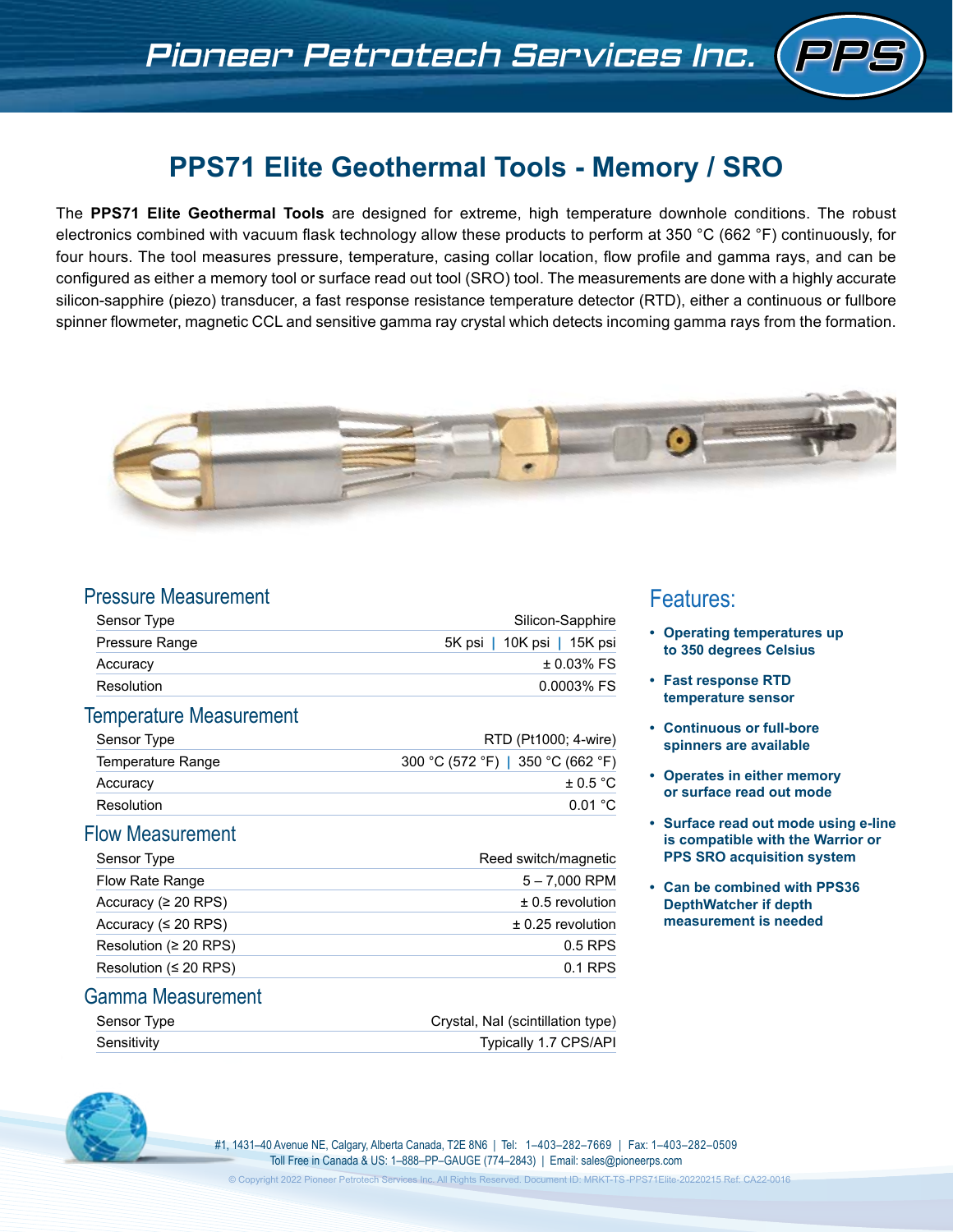Pioneer Petrotech Services Inc. PPS

# PPS71 Elite Geothermal Tools - Memory / SRO

The **PPS71 Elite Geothermal Tools** are designed for extreme, high temperature downhole conditions. The robust electronics combined with vacuum flask technology allow these products to perform at 350 °C (662 °F) continuously, for four hours. The tool measures pressure, temperature, casing collar location, flow profile and gamma rays, and can be configured as either a memory tool or surface read out tool (SRO) tool. The measurements are done with a highly accurate silicon-sapphire (piezo) transducer, a fast response resistance temperature detector (RTD), either a continuous or fullbore spinner flowmeter, magnetic CCL and sensitive gamma ray crystal which detects incoming gamma rays from the formation.

## Pressure Measurement

| | |
|---|---|
| Sensor Type | Silicon-Sapphire |
| Pressure Range | 5K psi \| 10K psi \| 15K psi |
| Accuracy | ± 0.03% FS |
| Resolution | 0.0003% FS |

## Temperature Measurement

| | |
|---|---|
| Sensor Type | RTD (Pt1000; 4-wire) |
| Temperature Range | 300 °C (572 °F) \| 350 °C (662 °F) |
| Accuracy | ± 0.5 °C |
| Resolution | 0.01 °C |

## Flow Measurement

| | |
|---|---|
| Sensor Type | Reed switch/magnetic |
| Flow Rate Range | 5 – 7,000 RPM |
| Accuracy (≥ 20 RPS) | ± 0.5 revolution |
| Accuracy (≤ 20 RPS) | ± 0.25 revolution |
| Resolution (≥ 20 RPS) | 0.5 RPS |
| Resolution (≤ 20 RPS) | 0.1 RPS |

## Gamma Measurement

| | |
|---|---|
| Sensor Type | Crystal, NaI (scintillation type) |
| Sensitivity | Typically 1.7 CPS/API |

## Features:

- **Operating temperatures up to 350 degrees Celsius**
- **Fast response RTD temperature sensor**
- **Continuous or full-bore spinners are available**
- **Operates in either memory or surface read out mode**
- **Surface read out mode using e-line is compatible with the Warrior or PPS SRO acquisition system**
- **Can be combined with PPS36 DepthWatcher if depth measurement is needed**

#1, 1431–40 Avenue NE, Calgary, Alberta Canada, T2E 8N6 | Tel: 1–403–282–7669 | Fax: 1–403–282–0509
Toll Free in Canada & US: 1–888–PP–GAUGE (774–2843) | Email: sales@pioneerps.com

© Copyright 2022 Pioneer Petrotech Services Inc. All Rights Reserved. Document ID: MRKT-TS-PPS71Elite-20220215 Ref: CA22-0016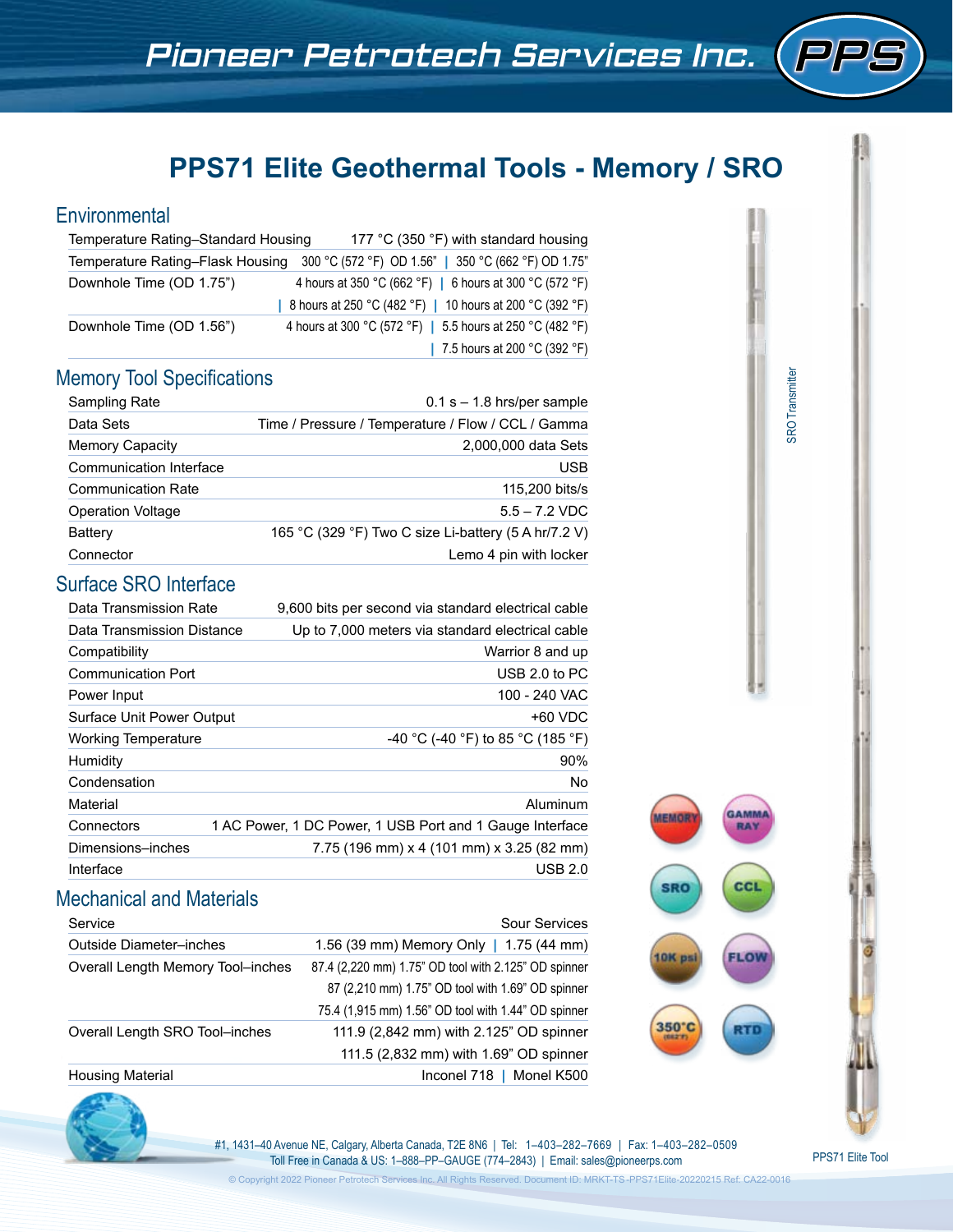# PPS71 Elite Geothermal Tools - Memory / SRO

## Environmental

| | |
|---|---|
| Temperature Rating–Standard Housing | 177 °C (350 °F) with standard housing |
| Temperature Rating–Flask Housing | 300 °C (572 °F) OD 1.56" \| 350 °C (662 °F) OD 1.75" |
| Downhole Time (OD 1.75") | 4 hours at 350 °C (662 °F) \| 6 hours at 300 °C (572 °F) \| 8 hours at 250 °C (482 °F) \| 10 hours at 200 °C (392 °F) |
| Downhole Time (OD 1.56") | 4 hours at 300 °C (572 °F) \| 5.5 hours at 250 °C (482 °F) \| 7.5 hours at 200 °C (392 °F) |

## Memory Tool Specifications

| | |
|---|---|
| Sampling Rate | 0.1 s – 1.8 hrs/per sample |
| Data Sets | Time / Pressure / Temperature / Flow / CCL / Gamma |
| Memory Capacity | 2,000,000 data Sets |
| Communication Interface | USB |
| Communication Rate | 115,200 bits/s |
| Operation Voltage | 5.5 – 7.2 VDC |
| Battery | 165 °C (329 °F) Two C size Li-battery (5 A hr/7.2 V) |
| Connector | Lemo 4 pin with locker |

## Surface SRO Interface

| | |
|---|---|
| Data Transmission Rate | 9,600 bits per second via standard electrical cable |
| Data Transmission Distance | Up to 7,000 meters via standard electrical cable |
| Compatibility | Warrior 8 and up |
| Communication Port | USB 2.0 to PC |
| Power Input | 100 - 240 VAC |
| Surface Unit Power Output | +60 VDC |
| Working Temperature | -40 °C (-40 °F) to 85 °C (185 °F) |
| Humidity | 90% |
| Condensation | No |
| Material | Aluminum |
| Connectors | 1 AC Power, 1 DC Power, 1 USB Port and 1 Gauge Interface |
| Dimensions–inches | 7.75 (196 mm) x 4 (101 mm) x 3.25 (82 mm) |
| Interface | USB 2.0 |

## Mechanical and Materials

| | |
|---|---|
| Service | Sour Services |
| Outside Diameter–inches | 1.56 (39 mm) Memory Only \| 1.75 (44 mm) |
| Overall Length Memory Tool–inches | 87.4 (2,220 mm) 1.75" OD tool with 2.125" OD spinner<br>87 (2,210 mm) 1.75" OD tool with 1.69" OD spinner<br>75.4 (1,915 mm) 1.56" OD tool with 1.44" OD spinner |
| Overall Length SRO Tool–inches | 111.9 (2,842 mm) with 2.125" OD spinner<br>111.5 (2,832 mm) with 1.69" OD spinner |
| Housing Material | Inconel 718 \| Monel K500 |

SRO Transmitter

MEMORY GAMMA RAY SRO CCL 10K psi FLOW 350°C (662°F) RTD

PPS71 Elite Tool

#1, 1431–40 Avenue NE, Calgary, Alberta Canada, T2E 8N6 | Tel: 1–403–282–7669 | Fax: 1–403–282–0509
Toll Free in Canada & US: 1–888–PP–GAUGE (774–2843) | Email: sales@pioneerps.com

© Copyright 2022 Pioneer Petrotech Services Inc. All Rights Reserved. Document ID: MRKT-TS-PPS71Elite-20220215 Ref: CA22-0016